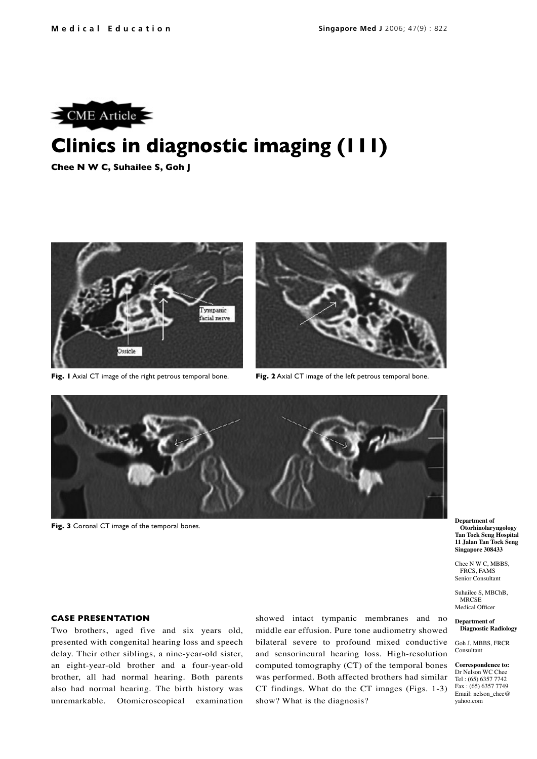CME Article

# Clinics in diagnostic imaging (111)

**Chee N W C, Suhailee S, Goh J**

**Fig. 1** Axial CT image of the right petrous temporal bone.

**Fig. 2** Axial CT image of the left petrous temporal bone.

**Fig. 3** Coronal CT image of the temporal bones.

**Department of Otorhinolaryngology**
**Tan Tock Seng Hospital**
**11 Jalan Tan Tock Seng**
**Singapore 308433**

Chee N W C, MBBS, FRCS, FAMS
Senior Consultant

Suhailee S, MBChB, MRCSE
Medical Officer

**Department of Diagnostic Radiology**

Goh J, MBBS, FRCR
Consultant

**Correspondence to:**
Dr Nelson WC Chee
Tel : (65) 6357 7742
Fax : (65) 6357 7749
Email: nelson_chee@yahoo.com

## CASE PRESENTATION

Two brothers, aged five and six years old, presented with congenital hearing loss and speech delay. Their other siblings, a nine-year-old sister, an eight-year-old brother and a four-year-old brother, all had normal hearing. Both parents also had normal hearing. The birth history was unremarkable. Otomicroscopical examination showed intact tympanic membranes and no middle ear effusion. Pure tone audiometry showed bilateral severe to profound mixed conductive and sensorineural hearing loss. High-resolution computed tomography (CT) of the temporal bones was performed. Both affected brothers had similar CT findings. What do the CT images (Figs. 1-3) show? What is the diagnosis?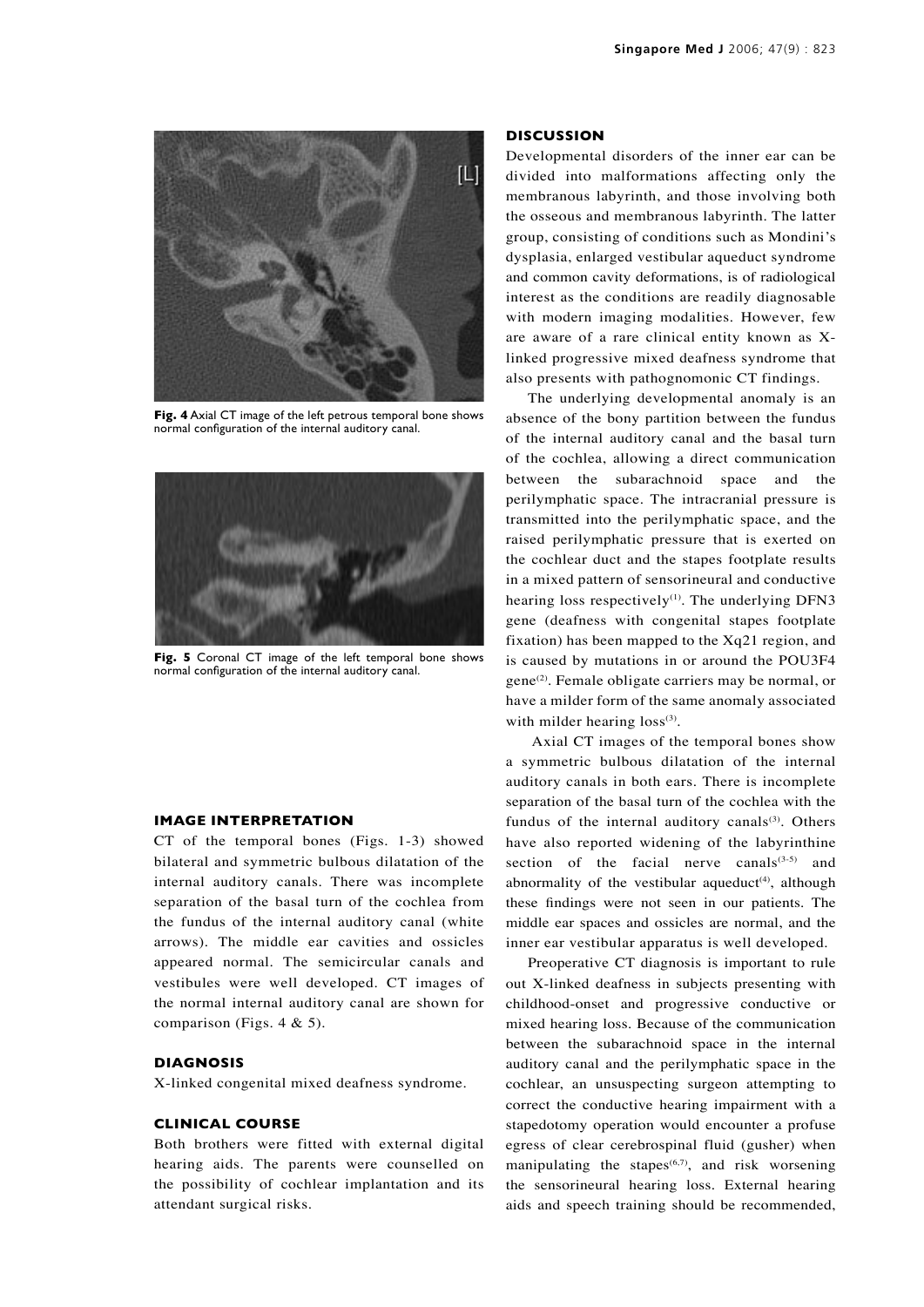Fig. 4 Axial CT image of the left petrous temporal bone shows normal configuration of the internal auditory canal.

Fig. 5 Coronal CT image of the left temporal bone shows normal configuration of the internal auditory canal.

## IMAGE INTERPRETATION

CT of the temporal bones (Figs. 1-3) showed bilateral and symmetric bulbous dilatation of the internal auditory canals. There was incomplete separation of the basal turn of the cochlea from the fundus of the internal auditory canal (white arrows). The middle ear cavities and ossicles appeared normal. The semicircular canals and vestibules were well developed. CT images of the normal internal auditory canal are shown for comparison (Figs. 4 & 5).

## DIAGNOSIS

X-linked congenital mixed deafness syndrome.

## CLINICAL COURSE

Both brothers were fitted with external digital hearing aids. The parents were counselled on the possibility of cochlear implantation and its attendant surgical risks.

## DISCUSSION

Developmental disorders of the inner ear can be divided into malformations affecting only the membranous labyrinth, and those involving both the osseous and membranous labyrinth. The latter group, consisting of conditions such as Mondini's dysplasia, enlarged vestibular aqueduct syndrome and common cavity deformations, is of radiological interest as the conditions are readily diagnosable with modern imaging modalities. However, few are aware of a rare clinical entity known as X-linked progressive mixed deafness syndrome that also presents with pathognomonic CT findings.

The underlying developmental anomaly is an absence of the bony partition between the fundus of the internal auditory canal and the basal turn of the cochlea, allowing a direct communication between the subarachnoid space and the perilymphatic space. The intracranial pressure is transmitted into the perilymphatic space, and the raised perilymphatic pressure that is exerted on the cochlear duct and the stapes footplate results in a mixed pattern of sensorineural and conductive hearing loss respectively[1]. The underlying DFN3 gene (deafness with congenital stapes footplate fixation) has been mapped to the Xq21 region, and is caused by mutations in or around the POU3F4 gene[2]. Female obligate carriers may be normal, or have a milder form of the same anomaly associated with milder hearing loss[3].

Axial CT images of the temporal bones show a symmetric bulbous dilatation of the internal auditory canals in both ears. There is incomplete separation of the basal turn of the cochlea with the fundus of the internal auditory canals[3]. Others have also reported widening of the labyrinthine section of the facial nerve canals[3-5] and abnormality of the vestibular aqueduct[4], although these findings were not seen in our patients. The middle ear spaces and ossicles are normal, and the inner ear vestibular apparatus is well developed.

Preoperative CT diagnosis is important to rule out X-linked deafness in subjects presenting with childhood-onset and progressive conductive or mixed hearing loss. Because of the communication between the subarachnoid space in the internal auditory canal and the perilymphatic space in the cochlear, an unsuspecting surgeon attempting to correct the conductive hearing impairment with a stapedotomy operation would encounter a profuse egress of clear cerebrospinal fluid (gusher) when manipulating the stapes[6,7], and risk worsening the sensorineural hearing loss. External hearing aids and speech training should be recommended,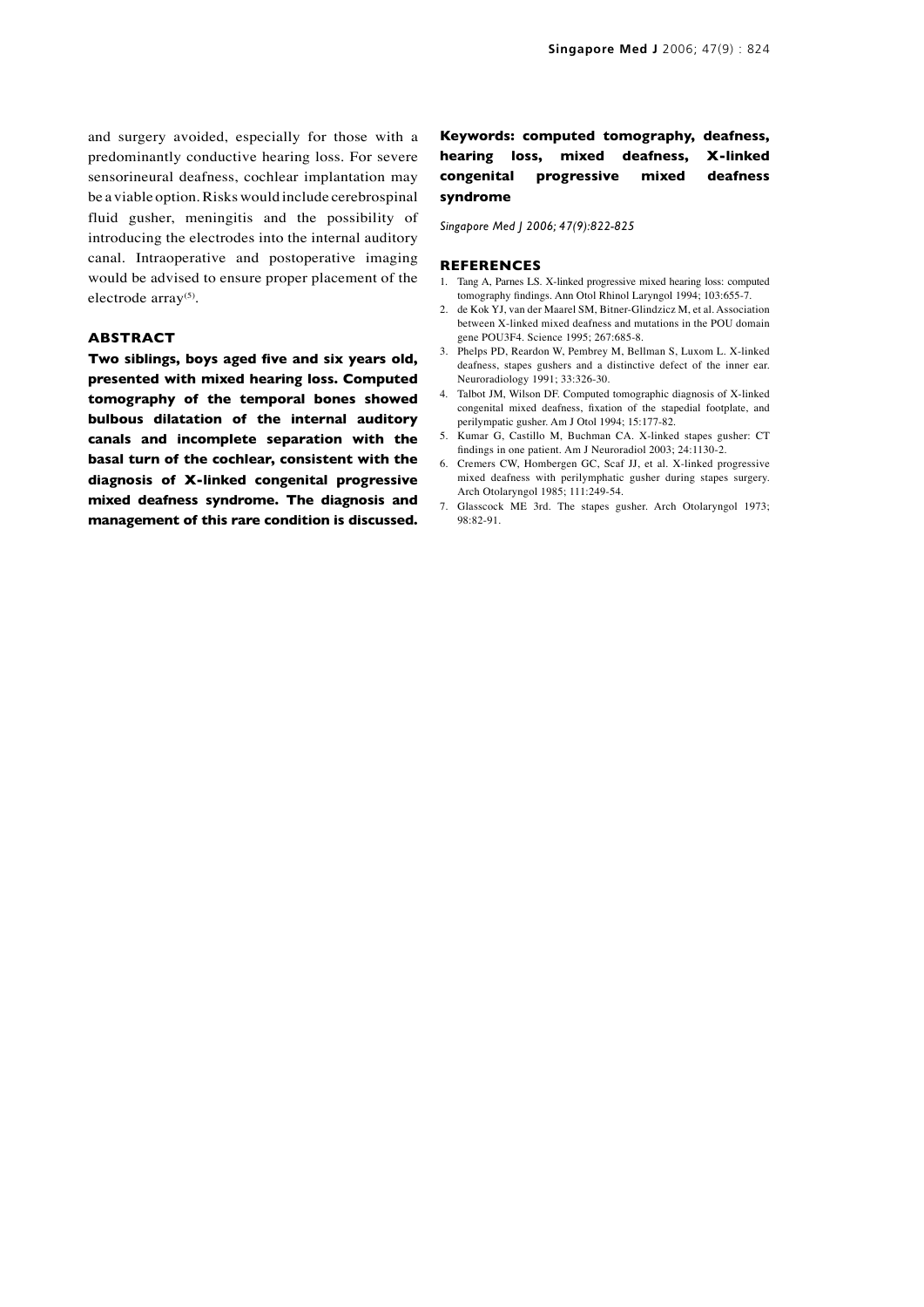and surgery avoided, especially for those with a predominantly conductive hearing loss. For severe sensorineural deafness, cochlear implantation may be a viable option. Risks would include cerebrospinal fluid gusher, meningitis and the possibility of introducing the electrodes into the internal auditory canal. Intraoperative and postoperative imaging would be advised to ensure proper placement of the electrode array[5].

## ABSTRACT

**Two siblings, boys aged five and six years old, presented with mixed hearing loss. Computed tomography of the temporal bones showed bulbous dilatation of the internal auditory canals and incomplete separation with the basal turn of the cochlear, consistent with the diagnosis of X-linked congenital progressive mixed deafness syndrome. The diagnosis and management of this rare condition is discussed.**

**Keywords: computed tomography, deafness, hearing loss, mixed deafness, X-linked congenital progressive mixed deafness syndrome**

*Singapore Med J 2006; 47(9):822-825*

## REFERENCES

1. Tang A, Parnes LS. X-linked progressive mixed hearing loss: computed tomography findings. Ann Otol Rhinol Laryngol 1994; 103:655-7.
2. de Kok YJ, van der Maarel SM, Bitner-Glindzicz M, et al. Association between X-linked mixed deafness and mutations in the POU domain gene POU3F4. Science 1995; 267:685-8.
3. Phelps PD, Reardon W, Pembrey M, Bellman S, Luxom L. X-linked deafness, stapes gushers and a distinctive defect of the inner ear. Neuroradiology 1991; 33:326-30.
4. Talbot JM, Wilson DF. Computed tomographic diagnosis of X-linked congenital mixed deafness, fixation of the stapedial footplate, and perilympatic gusher. Am J Otol 1994; 15:177-82.
5. Kumar G, Castillo M, Buchman CA. X-linked stapes gusher: CT findings in one patient. Am J Neuroradiol 2003; 24:1130-2.
6. Cremers CW, Hombergen GC, Scaf JJ, et al. X-linked progressive mixed deafness with perilymphatic gusher during stapes surgery. Arch Otolaryngol 1985; 111:249-54.
7. Glasscock ME 3rd. The stapes gusher. Arch Otolaryngol 1973; 98:82-91.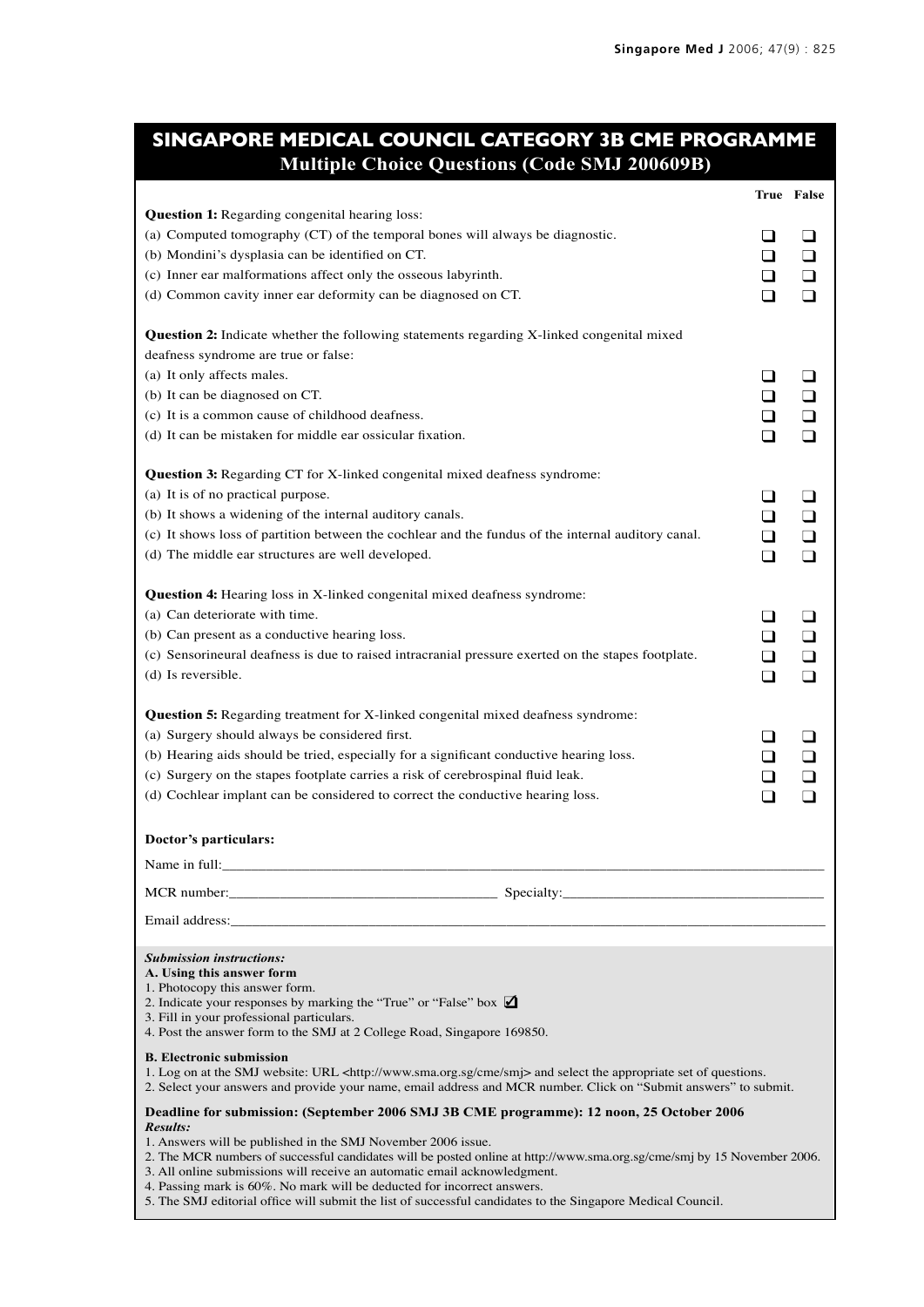# SINGAPORE MEDICAL COUNCIL CATEGORY 3B CME PROGRAMME

## Multiple Choice Questions (Code SMJ 200609B)

| | True | False |
|---|---|---|
| **Question 1:** Regarding congenital hearing loss: | | |
| (a) Computed tomography (CT) of the temporal bones will always be diagnostic. | ❑ | ❑ |
| (b) Mondini's dysplasia can be identified on CT. | ❑ | ❑ |
| (c) Inner ear malformations affect only the osseous labyrinth. | ❑ | ❑ |
| (d) Common cavity inner ear deformity can be diagnosed on CT. | ❑ | ❑ |
| **Question 2:** Indicate whether the following statements regarding X-linked congenital mixed deafness syndrome are true or false: | | |
| (a) It only affects males. | ❑ | ❑ |
| (b) It can be diagnosed on CT. | ❑ | ❑ |
| (c) It is a common cause of childhood deafness. | ❑ | ❑ |
| (d) It can be mistaken for middle ear ossicular fixation. | ❑ | ❑ |
| **Question 3:** Regarding CT for X-linked congenital mixed deafness syndrome: | | |
| (a) It is of no practical purpose. | ❑ | ❑ |
| (b) It shows a widening of the internal auditory canals. | ❑ | ❑ |
| (c) It shows loss of partition between the cochlear and the fundus of the internal auditory canal. | ❑ | ❑ |
| (d) The middle ear structures are well developed. | ❑ | ❑ |
| **Question 4:** Hearing loss in X-linked congenital mixed deafness syndrome: | | |
| (a) Can deteriorate with time. | ❑ | ❑ |
| (b) Can present as a conductive hearing loss. | ❑ | ❑ |
| (c) Sensorineural deafness is due to raised intracranial pressure exerted on the stapes footplate. | ❑ | ❑ |
| (d) Is reversible. | ❑ | ❑ |
| **Question 5:** Regarding treatment for X-linked congenital mixed deafness syndrome: | | |
| (a) Surgery should always be considered first. | ❑ | ❑ |
| (b) Hearing aids should be tried, especially for a significant conductive hearing loss. | ❑ | ❑ |
| (c) Surgery on the stapes footplate carries a risk of cerebrospinal fluid leak. | ❑ | ❑ |
| (d) Cochlear implant can be considered to correct the conductive hearing loss. | ❑ | ❑ |

**Doctor's particulars:**

Name in full:_______________________________________________

MCR number:_______________________ Specialty:_______________________

Email address:_______________________________________________

***Submission instructions:***

**A. Using this answer form**

1. Photocopy this answer form.
2. Indicate your responses by marking the "True" or "False" box ☑
3. Fill in your professional particulars.
4. Post the answer form to the SMJ at 2 College Road, Singapore 169850.

**B. Electronic submission**

1. Log on at the SMJ website: URL <http://www.sma.org.sg/cme/smj> and select the appropriate set of questions.
2. Select your answers and provide your name, email address and MCR number. Click on "Submit answers" to submit.

**Deadline for submission: (September 2006 SMJ 3B CME programme): 12 noon, 25 October 2006**

***Results:***

1. Answers will be published in the SMJ November 2006 issue.
2. The MCR numbers of successful candidates will be posted online at http://www.sma.org.sg/cme/smj by 15 November 2006.
3. All online submissions will receive an automatic email acknowledgment.
4. Passing mark is 60%. No mark will be deducted for incorrect answers.
5. The SMJ editorial office will submit the list of successful candidates to the Singapore Medical Council.